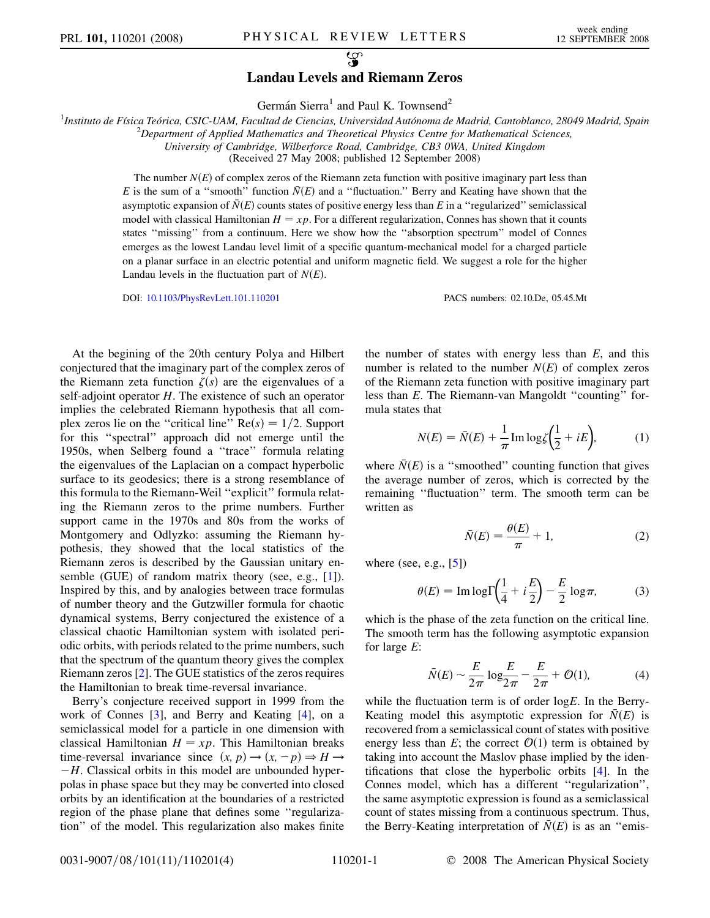# Landau Levels and Riemann Zeros

Germán Sierra[1] and Paul K. Townsend[2]

[1]*Instituto de Física Teórica, CSIC-UAM, Facultad de Ciencias, Universidad Autónoma de Madrid, Cantoblanco, 28049 Madrid, Spain*
[2]*Department of Applied Mathematics and Theoretical Physics Centre for Mathematical Sciences, University of Cambridge, Wilberforce Road, Cambridge, CB3 0WA, United Kingdom*

(Received 27 May 2008; published 12 September 2008)

The number $N(E)$ of complex zeros of the Riemann zeta function with positive imaginary part less than $E$ is the sum of a "smooth" function $\bar{N}(E)$ and a "fluctuation." Berry and Keating have shown that the asymptotic expansion of $\bar{N}(E)$ counts states of positive energy less than $E$ in a "regularized" semiclassical model with classical Hamiltonian $H = xp$. For a different regularization, Connes has shown that it counts states "missing" from a continuum. Here we show how the "absorption spectrum" model of Connes emerges as the lowest Landau level limit of a specific quantum-mechanical model for a charged particle on a planar surface in an electric potential and uniform magnetic field. We suggest a role for the higher Landau levels in the fluctuation part of $N(E)$.

DOI: 10.1103/PhysRevLett.101.110201 PACS numbers: 02.10.De, 05.45.Mt

At the begining of the 20th century Polya and Hilbert conjectured that the imaginary part of the complex zeros of the Riemann zeta function $\zeta(s)$ are the eigenvalues of a self-adjoint operator $H$. The existence of such an operator implies the celebrated Riemann hypothesis that all complex zeros lie on the "critical line" $\mathrm{Re}(s) = 1/2$. Support for this "spectral" approach did not emerge until the 1950s, when Selberg found a "trace" formula relating the eigenvalues of the Laplacian on a compact hyperbolic surface to its geodesics; there is a strong resemblance of this formula to the Riemann-Weil "explicit" formula relating the Riemann zeros to the prime numbers. Further support came in the 1970s and 80s from the works of Montgomery and Odlyzko: assuming the Riemann hypothesis, they showed that the local statistics of the Riemann zeros is described by the Gaussian unitary ensemble (GUE) of random matrix theory (see, e.g., [1]). Inspired by this, and by analogies between trace formulas of number theory and the Gutzwiller formula for chaotic dynamical systems, Berry conjectured the existence of a classical chaotic Hamiltonian system with isolated periodic orbits, with periods related to the prime numbers, such that the spectrum of the quantum theory gives the complex Riemann zeros [2]. The GUE statistics of the zeros requires the Hamiltonian to break time-reversal invariance.

Berry's conjecture received support in 1999 from the work of Connes [3], and Berry and Keating [4], on a semiclassical model for a particle in one dimension with classical Hamiltonian $H = xp$. This Hamiltonian breaks time-reversal invariance since $(x, p) \rightarrow (x, -p) \Rightarrow H \rightarrow -H$. Classical orbits in this model are unbounded hyperpolas in phase space but they may be converted into closed orbits by an identification at the boundaries of a restricted region of the phase plane that defines some "regularization" of the model. This regularization also makes finite the number of states with energy less than $E$, and this number is related to the number $N(E)$ of complex zeros of the Riemann zeta function with positive imaginary part less than $E$. The Riemann-van Mangoldt "counting" formula states that

$$N(E) = \bar{N}(E) + \frac{1}{\pi} \mathrm{Im} \log \zeta\left(\frac{1}{2} + iE\right), \tag{1}$$

where $\bar{N}(E)$ is a "smoothed" counting function that gives the average number of zeros, which is corrected by the remaining "fluctuation" term. The smooth term can be written as

$$\bar{N}(E) = \frac{\theta(E)}{\pi} + 1, \tag{2}$$

where (see, e.g., [5])

$$\theta(E) = \mathrm{Im} \log \Gamma\left(\frac{1}{4} + i\frac{E}{2}\right) - \frac{E}{2} \log \pi, \tag{3}$$

which is the phase of the zeta function on the critical line. The smooth term has the following asymptotic expansion for large $E$:

$$\bar{N}(E) \sim \frac{E}{2\pi} \log \frac{E}{2\pi} - \frac{E}{2\pi} + \mathcal{O}(1), \tag{4}$$

while the fluctuation term is of order $\log E$. In the Berry-Keating model this asymptotic expression for $\bar{N}(E)$ is recovered from a semiclassical count of states with positive energy less than $E$; the correct $\mathcal{O}(1)$ term is obtained by taking into account the Maslov phase implied by the identifications that close the hyperbolic orbits [4]. In the Connes model, which has a different "regularization", the same asymptotic expression is found as a semiclassical count of states missing from a continuous spectrum. Thus, the Berry-Keating interpretation of $\bar{N}(E)$ is as an "emis-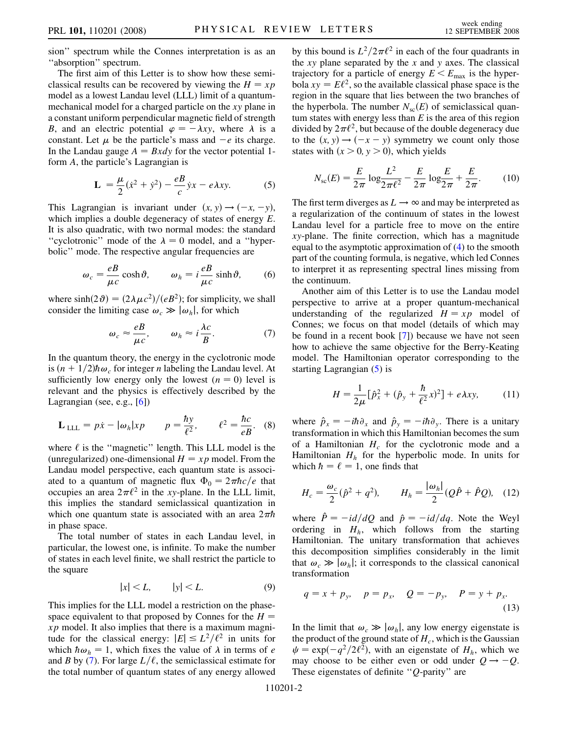sion'' spectrum while the Connes interpretation is as an ''absorption'' spectrum.

The first aim of this Letter is to show how these semiclassical results can be recovered by viewing the $H = xp$ model as a lowest Landau level (LLL) limit of a quantum-mechanical model for a charged particle on the $xy$ plane in a constant uniform perpendicular magnetic field of strength $B$, and an electric potential $\varphi = -\lambda xy$, where $\lambda$ is a constant. Let $\mu$ be the particle's mass and $-e$ its charge. In the Landau gauge $A = Bxdy$ for the vector potential 1-form $A$, the particle's Lagrangian is

$$\mathbf{L} = \frac{\mu}{2}(\dot{x}^2 + \dot{y}^2) - \frac{eB}{c}\dot{y}x - e\lambda xy. \tag{5}$$

This Lagrangian is invariant under $(x, y) \to (-x, -y)$, which implies a double degeneracy of states of energy $E$. It is also quadratic, with two normal modes: the standard ''cyclotronic'' mode of the $\lambda = 0$ model, and a ''hyperbolic'' mode. The respective angular frequencies are

$$\omega_c = \frac{eB}{\mu c}\cosh\vartheta, \qquad \omega_h = i\frac{eB}{\mu c}\sinh\vartheta, \tag{6}$$

where $\sinh(2\vartheta) = (2\lambda\mu c^2)/(eB^2)$; for simplicity, we shall consider the limiting case $\omega_c \gg |\omega_h|$, for which

$$\omega_c \approx \frac{eB}{\mu c}, \qquad \omega_h \approx i\frac{\lambda c}{B}. \tag{7}$$

In the quantum theory, the energy in the cyclotronic mode is $(n + 1/2)\hbar\omega_c$ for integer $n$ labeling the Landau level. At sufficiently low energy only the lowest ($n = 0$) level is relevant and the physics is effectively described by the Lagrangian (see, e.g., [6])

$$\mathbf{L}_{\rm LLL} = p\dot{x} - |\omega_h|xp \qquad p = \frac{\hbar y}{\ell^2}, \qquad \ell^2 = \frac{\hbar c}{eB}. \tag{8}$$

where $\ell$ is the ''magnetic'' length. This LLL model is the (unregularized) one-dimensional $H = xp$ model. From the Landau model perspective, each quantum state is associated with a quantum of magnetic flux $\Phi_0 = 2\pi\hbar c/e$ that occupies an area $2\pi\ell^2$ in the $xy$-plane. In the LLL limit, this implies the standard semiclassical quantization in which one quantum state is associated with an area $2\pi\hbar$ in phase space.

The total number of states in each Landau level, in particular, the lowest one, is infinite. To make the number of states in each level finite, we shall restrict the particle to the square

$$|x| < L, \qquad |y| < L. \tag{9}$$

This implies for the LLL model a restriction on the phase-space equivalent to that proposed by Connes for the $H = xp$ model. It also implies that there is a maximum magnitude for the classical energy: $|E| \leq L^2/\ell^2$ in units for which $\hbar\omega_h = 1$, which fixes the value of $\lambda$ in terms of $e$ and $B$ by (7). For large $L/\ell$, the semiclassical estimate for the total number of quantum states of any energy allowed by this bound is $L^2/2\pi\ell^2$ in each of the four quadrants in the $xy$ plane separated by the $x$ and $y$ axes. The classical trajectory for a particle of energy $E < E_{\rm max}$ is the hyperbola $xy = E\ell^2$, so the available classical phase space is the region in the square that lies between the two branches of the hyperbola. The number $N_{\rm sc}(E)$ of semiclassical quantum states with energy less than $E$ is the area of this region divided by $2\pi\ell^2$, but because of the double degeneracy due to the $(x, y) \to (-x - y)$ symmetry we count only those states with $(x > 0, y > 0)$, which yields

$$N_{\rm sc}(E) = \frac{E}{2\pi}\log\frac{L^2}{2\pi\ell^2} - \frac{E}{2\pi}\log\frac{E}{2\pi} + \frac{E}{2\pi}. \tag{10}$$

The first term diverges as $L \to \infty$ and may be interpreted as a regularization of the continuum of states in the lowest Landau level for a particle free to move on the entire $xy$-plane. The finite correction, which has a magnitude equal to the asymptotic approximation of (4) to the smooth part of the counting formula, is negative, which led Connes to interpret it as representing spectral lines missing from the continuum.

Another aim of this Letter is to use the Landau model perspective to arrive at a proper quantum-mechanical understanding of the regularized $H = xp$ model of Connes; we focus on that model (details of which may be found in a recent book [7]) because we have not seen how to achieve the same objective for the Berry-Keating model. The Hamiltonian operator corresponding to the starting Lagrangian (5) is

$$H = \frac{1}{2\mu}[\hat{p}_x^2 + (\hat{p}_y + \frac{\hbar}{\ell^2}x)^2] + e\lambda xy, \tag{11}$$

where $\hat{p}_x = -i\hbar\partial_x$ and $\hat{p}_y = -i\hbar\partial_y$. There is a unitary transformation in which this Hamiltonian becomes the sum of a Hamiltonian $H_c$ for the cyclotronic mode and a Hamiltonian $H_h$ for the hyperbolic mode. In units for which $\hbar = \ell = 1$, one finds that

$$H_c = \frac{\omega_c}{2}(\hat{p}^2 + q^2), \qquad H_h = \frac{|\omega_h|}{2}(Q\hat{P} + \hat{P}Q), \tag{12}$$

where $\hat{P} = -id/dQ$ and $\hat{p} = -id/dq$. Note the Weyl ordering in $H_h$, which follows from the starting Hamiltonian. The unitary transformation that achieves this decomposition simplifies considerably in the limit that $\omega_c \gg |\omega_h|$; it corresponds to the classical canonical transformation

$$q = x + p_y, \quad p = p_x, \quad Q = -p_y, \quad P = y + p_x. \tag{13}$$

In the limit that $\omega_c \gg |\omega_h|$, any low energy eigenstate is the product of the ground state of $H_c$, which is the Gaussian $\psi = \exp(-q^2/2\ell^2)$, with an eigenstate of $H_h$, which we may choose to be either even or odd under $Q \to -Q$. These eigenstates of definite ''$Q$-parity'' are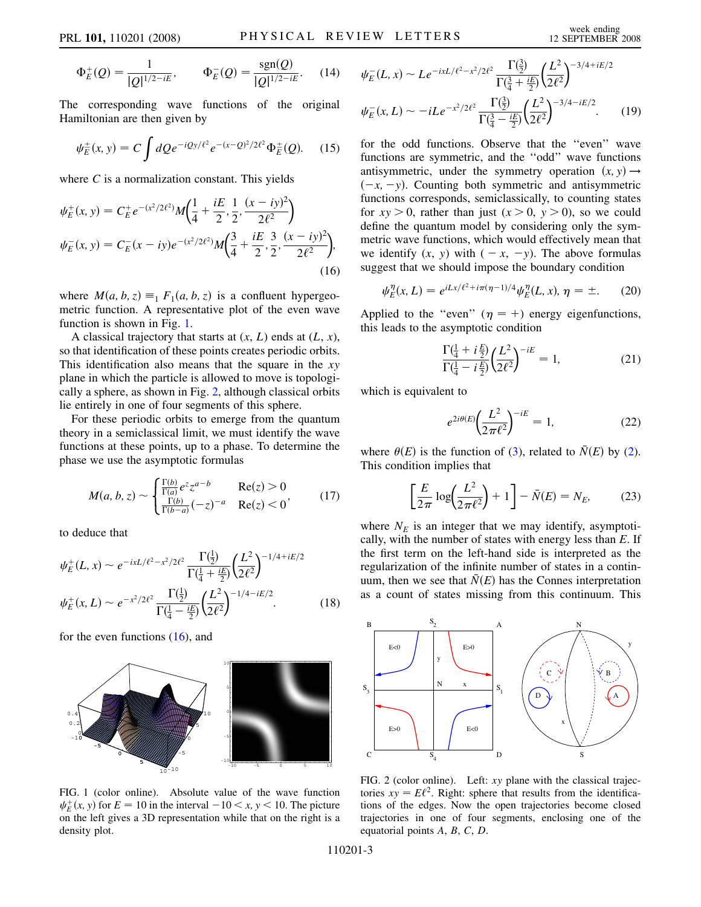$$\Phi_E^+(Q) = \frac{1}{|Q|^{1/2-iE}}, \qquad \Phi_E^-(Q) = \frac{\text{sgn}(Q)}{|Q|^{1/2-iE}}. \tag{14}$$

The corresponding wave functions of the original Hamiltonian are then given by

$$\psi_E^{\pm}(x, y) = C \int dQ e^{-iQy/\ell^2} e^{-(x-Q)^2/2\ell^2} \Phi_E^{\pm}(Q). \tag{15}$$

where $C$ is a normalization constant. This yields

$$\psi_E^+(x, y) = C_E^+ e^{-(x^2/2\ell^2)} M\left(\frac{1}{4} + \frac{iE}{2}, \frac{1}{2}, \frac{(x-iy)^2}{2\ell^2}\right)$$
$$\psi_E^-(x, y) = C_E^-(x-iy) e^{-(x^2/2\ell^2)} M\left(\frac{3}{4} + \frac{iE}{2}, \frac{3}{2}, \frac{(x-iy)^2}{2\ell^2}\right), \tag{16}$$

where $M(a, b, z) \equiv {}_1F_1(a, b, z)$ is a confluent hypergeometric function. A representative plot of the even wave function is shown in Fig. 1.

A classical trajectory that starts at $(x, L)$ ends at $(L, x)$, so that identification of these points creates periodic orbits. This identification also means that the square in the $xy$ plane in which the particle is allowed to move is topologically a sphere, as shown in Fig. 2, although classical orbits lie entirely in one of four segments of this sphere.

For these periodic orbits to emerge from the quantum theory in a semiclassical limit, we must identify the wave functions at these points, up to a phase. To determine the phase we use the asymptotic formulas

$$M(a, b, z) \sim \begin{cases} \frac{\Gamma(b)}{\Gamma(a)} e^z z^{a-b} & \text{Re}(z) > 0 \\ \frac{\Gamma(b)}{\Gamma(b-a)} (-z)^{-a} & \text{Re}(z) < 0 \end{cases}, \tag{17}$$

to deduce that

$$\psi_E^+(L, x) \sim e^{-ixL/\ell^2 - x^2/2\ell^2} \frac{\Gamma(\frac{1}{2})}{\Gamma(\frac{1}{4} + \frac{iE}{2})} \left(\frac{L^2}{2\ell^2}\right)^{-1/4+iE/2}$$
$$\psi_E^+(x, L) \sim e^{-x^2/2\ell^2} \frac{\Gamma(\frac{1}{2})}{\Gamma(\frac{1}{4} - \frac{iE}{2})} \left(\frac{L^2}{2\ell^2}\right)^{-1/4-iE/2}. \tag{18}$$

for the even functions (16), and

$$\psi_E^-(L, x) \sim L e^{-ixL/\ell^2 - x^2/2\ell^2} \frac{\Gamma(\frac{3}{2})}{\Gamma(\frac{3}{4} + \frac{iE}{2})} \left(\frac{L^2}{2\ell^2}\right)^{-3/4+iE/2}$$
$$\psi_E^-(x, L) \sim -iL e^{-x^2/2\ell^2} \frac{\Gamma(\frac{3}{2})}{\Gamma(\frac{3}{4} - \frac{iE}{2})} \left(\frac{L^2}{2\ell^2}\right)^{-3/4-iE/2}. \tag{19}$$

for the odd functions. Observe that the "even" wave functions are symmetric, and the "odd" wave functions antisymmetric, under the symmetry operation $(x, y) \to (-x, -y)$. Counting both symmetric and antisymmetric functions corresponds, semiclassically, to counting states for $xy > 0$, rather than just $(x > 0, y > 0)$, so we could define the quantum model by considering only the symmetric wave functions, which would effectively mean that we identify $(x, y)$ with $(-x, -y)$. The above formulas suggest that we should impose the boundary condition

$$\psi_E^\eta(x, L) = e^{iLx/\ell^2 + i\pi(\eta-1)/4} \psi_E^\eta(L, x), \; \eta = \pm. \tag{20}$$

Applied to the "even" ($\eta = +$) energy eigenfunctions, this leads to the asymptotic condition

$$\frac{\Gamma(\frac{1}{4} + i\frac{E}{2})}{\Gamma(\frac{1}{4} - i\frac{E}{2})} \left(\frac{L^2}{2\ell^2}\right)^{-iE} = 1, \tag{21}$$

which is equivalent to

$$e^{2i\theta(E)} \left(\frac{L^2}{2\pi\ell^2}\right)^{-iE} = 1, \tag{22}$$

where $\theta(E)$ is the function of (3), related to $\bar{N}(E)$ by (2). This condition implies that

$$\left[\frac{E}{2\pi} \log\left(\frac{L^2}{2\pi\ell^2}\right) + 1\right] - \bar{N}(E) = N_E, \tag{23}$$

where $N_E$ is an integer that we may identify, asymptotically, with the number of states with energy less than $E$. If the first term on the left-hand side is interpreted as the regularization of the infinite number of states in a continuum, then we see that $\bar{N}(E)$ has the Connes interpretation as a count of states missing from this continuum. This

FIG. 1 (color online). Absolute value of the wave function $\psi_E^+(x, y)$ for $E = 10$ in the interval $-10 < x, y < 10$. The picture on the left gives a 3D representation while that on the right is a density plot.

FIG. 2 (color online). Left: $xy$ plane with the classical trajectories $xy = E\ell^2$. Right: sphere that results from the identifications of the edges. Now the open trajectories become closed trajectories in one of four segments, enclosing one of the equatorial points $A, B, C, D$.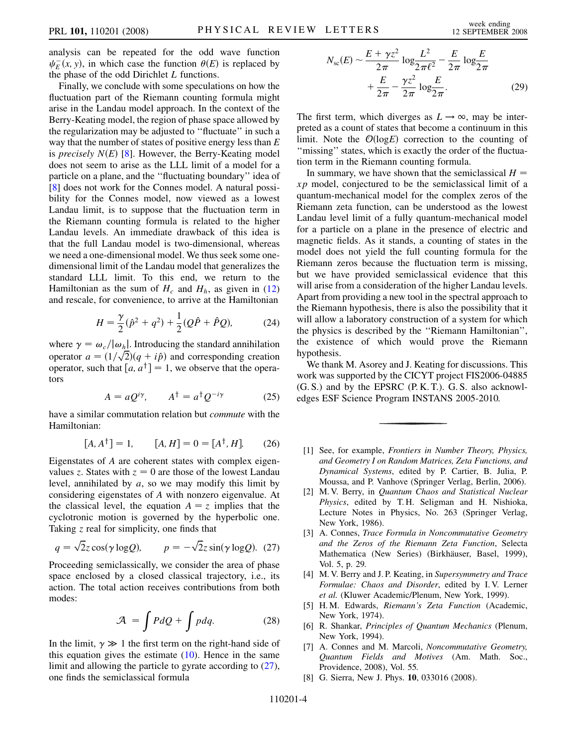analysis can be repeated for the odd wave function $\psi_E^-(x, y)$, in which case the function $\theta(E)$ is replaced by the phase of the odd Dirichlet $L$ functions.

Finally, we conclude with some speculations on how the fluctuation part of the Riemann counting formula might arise in the Landau model approach. In the context of the Berry-Keating model, the region of phase space allowed by the regularization may be adjusted to ''fluctuate'' in such a way that the number of states of positive energy less than $E$ is *precisely* $N(E)$ [8]. However, the Berry-Keating model does not seem to arise as the LLL limit of a model for a particle on a plane, and the ''fluctuating boundary'' idea of [8] does not work for the Connes model. A natural possibility for the Connes model, now viewed as a lowest Landau limit, is to suppose that the fluctuation term in the Riemann counting formula is related to the higher Landau levels. An immediate drawback of this idea is that the full Landau model is two-dimensional, whereas we need a one-dimensional model. We thus seek some one-dimensional limit of the Landau model that generalizes the standard LLL limit. To this end, we return to the Hamiltonian as the sum of $H_c$ and $H_h$, as given in (12) and rescale, for convenience, to arrive at the Hamiltonian

$$H = \frac{\gamma}{2}(\hat{p}^2 + q^2) + \frac{1}{2}(Q\hat{P} + \hat{P}Q), \tag{24}$$

where $\gamma = \omega_c/|\omega_h|$. Introducing the standard annihilation operator $a = (1/\sqrt{2})(q + i\hat{p})$ and corresponding creation operator, such that $[a, a^\dagger] = 1$, we observe that the operators

$$A = aQ^{i\gamma}, \qquad A^\dagger = a^\dagger Q^{-i\gamma} \tag{25}$$

have a similar commutation relation but *commute* with the Hamiltonian:

$$[A, A^\dagger] = 1, \qquad [A, H] = 0 = [A^\dagger, H]. \tag{26}$$

Eigenstates of $A$ are coherent states with complex eigenvalues $z$. States with $z = 0$ are those of the lowest Landau level, annihilated by $a$, so we may modify this limit by considering eigenstates of $A$ with nonzero eigenvalue. At the classical level, the equation $A = z$ implies that the cyclotronic motion is governed by the hyperbolic one. Taking $z$ real for simplicity, one finds that

$$q = \sqrt{2}z\cos(\gamma\log Q), \qquad p = -\sqrt{2}z\sin(\gamma\log Q). \tag{27}$$

Proceeding semiclassically, we consider the area of phase space enclosed by a closed classical trajectory, i.e., its action. The total action receives contributions from both modes:

$$\mathcal{A} = \int P dQ + \int p dq. \tag{28}$$

In the limit, $\gamma \gg 1$ the first term on the right-hand side of this equation gives the estimate (10). Hence in the same limit and allowing the particle to gyrate according to (27), one finds the semiclassical formula

$$N_{\rm sc}(E) \sim \frac{E + \gamma z^2}{2\pi}\log\frac{L^2}{2\pi\ell^2} - \frac{E}{2\pi}\log\frac{E}{2\pi} + \frac{E}{2\pi} - \frac{\gamma z^2}{2\pi}\log\frac{E}{2\pi}. \tag{29}$$

The first term, which diverges as $L \to \infty$, may be interpreted as a count of states that become a continuum in this limit. Note the $\mathcal{O}(\log E)$ correction to the counting of ''missing'' states, which is exactly the order of the fluctuation term in the Riemann counting formula.

In summary, we have shown that the semiclassical $H = xp$ model, conjectured to be the semiclassical limit of a quantum-mechanical model for the complex zeros of the Riemann zeta function, can be understood as the lowest Landau level limit of a fully quantum-mechanical model for a particle on a plane in the presence of electric and magnetic fields. As it stands, a counting of states in the model does not yield the full counting formula for the Riemann zeros because the fluctuation term is missing, but we have provided semiclassical evidence that this will arise from a consideration of the higher Landau levels. Apart from providing a new tool in the spectral approach to the Riemann hypothesis, there is also the possibility that it will allow a laboratory construction of a system for which the physics is described by the ''Riemann Hamiltonian'', the existence of which would prove the Riemann hypothesis.

We thank M. Asorey and J. Keating for discussions. This work was supported by the CICYT project FIS2006-04885 (G. S.) and by the EPSRC (P. K. T.). G. S. also acknowledges ESF Science Program INSTANS 2005-2010.

---

[1] See, for example, *Frontiers in Number Theory, Physics, and Geometry I on Random Matrices, Zeta Functions, and Dynamical Systems*, edited by P. Cartier, B. Julia, P. Moussa, and P. Vanhove (Springer Verlag, Berlin, 2006).

[2] M. V. Berry, in *Quantum Chaos and Statistical Nuclear Physics*, edited by T. H. Seligman and H. Nishioka, Lecture Notes in Physics, No. 263 (Springer Verlag, New York, 1986).

[3] A. Connes, *Trace Formula in Noncommutative Geometry and the Zeros of the Riemann Zeta Function*, Selecta Mathematica (New Series) (Birkhäuser, Basel, 1999), Vol. 5, p. 29.

[4] M. V. Berry and J. P. Keating, in *Supersymmetry and Trace Formulae: Chaos and Disorder*, edited by I. V. Lerner *et al.* (Kluwer Academic/Plenum, New York, 1999).

[5] H. M. Edwards, *Riemann's Zeta Function* (Academic, New York, 1974).

[6] R. Shankar, *Principles of Quantum Mechanics* (Plenum, New York, 1994).

[7] A. Connes and M. Marcoli, *Noncommutative Geometry, Quantum Fields and Motives* (Am. Math. Soc., Providence, 2008), Vol. 55.

[8] G. Sierra, New J. Phys. **10**, 033016 (2008).